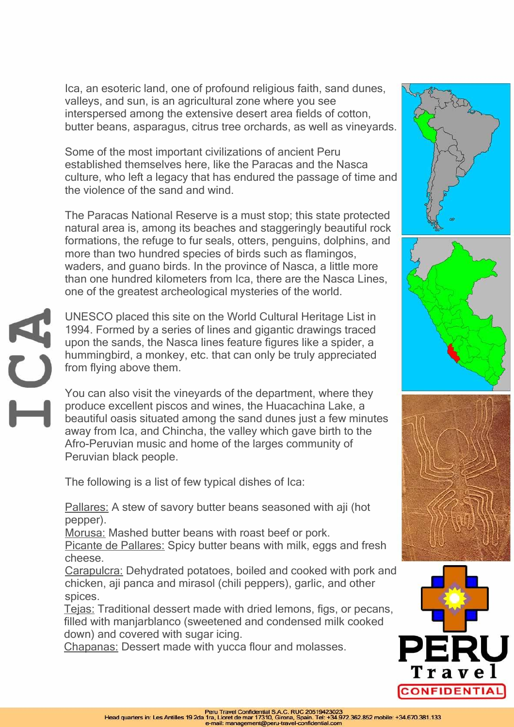# ICA

Ica, an esoteric land, one of profound religious faith, sand dunes, valleys, and sun, is an agricultural zone where you see interspersed among the extensive desert area fields of cotton, butter beans, asparagus, citrus tree orchards, as well as vineyards.

Some of the most important civilizations of ancient Peru established themselves here, like the Paracas and the Nasca culture, who left a legacy that has endured the passage of time and the violence of the sand and wind.

The Paracas National Reserve is a must stop; this state protected natural area is, among its beaches and staggeringly beautiful rock formations, the refuge to fur seals, otters, penguins, dolphins, and more than two hundred species of birds such as flamingos, waders, and guano birds. In the province of Nasca, a little more than one hundred kilometers from Ica, there are the Nasca Lines, one of the greatest archeological mysteries of the world.

UNESCO placed this site on the World Cultural Heritage List in 1994. Formed by a series of lines and gigantic drawings traced upon the sands, the Nasca lines feature figures like a spider, a hummingbird, a monkey, etc. that can only be truly appreciated from flying above them.

You can also visit the vineyards of the department, where they produce excellent piscos and wines, the Huacachina Lake, a beautiful oasis situated among the sand dunes just a few minutes away from Ica, and Chincha, the valley which gave birth to the Afro-Peruvian music and home of the larges community of Peruvian black people.

The following is a list of few typical dishes of Ica:

Pallares: A stew of savory butter beans seasoned with aji (hot pepper).
Morusa: Mashed butter beans with roast beef or pork.
Picante de Pallares: Spicy butter beans with milk, eggs and fresh cheese.
Carapulcra: Dehydrated potatoes, boiled and cooked with pork and chicken, aji panca and mirasol (chili peppers), garlic, and other spices.
Tejas: Traditional dessert made with dried lemons, figs, or pecans, filled with manjarblanco (sweetened and condensed milk cooked down) and covered with sugar icing.
Chapanas: Dessert made with yucca flour and molasses.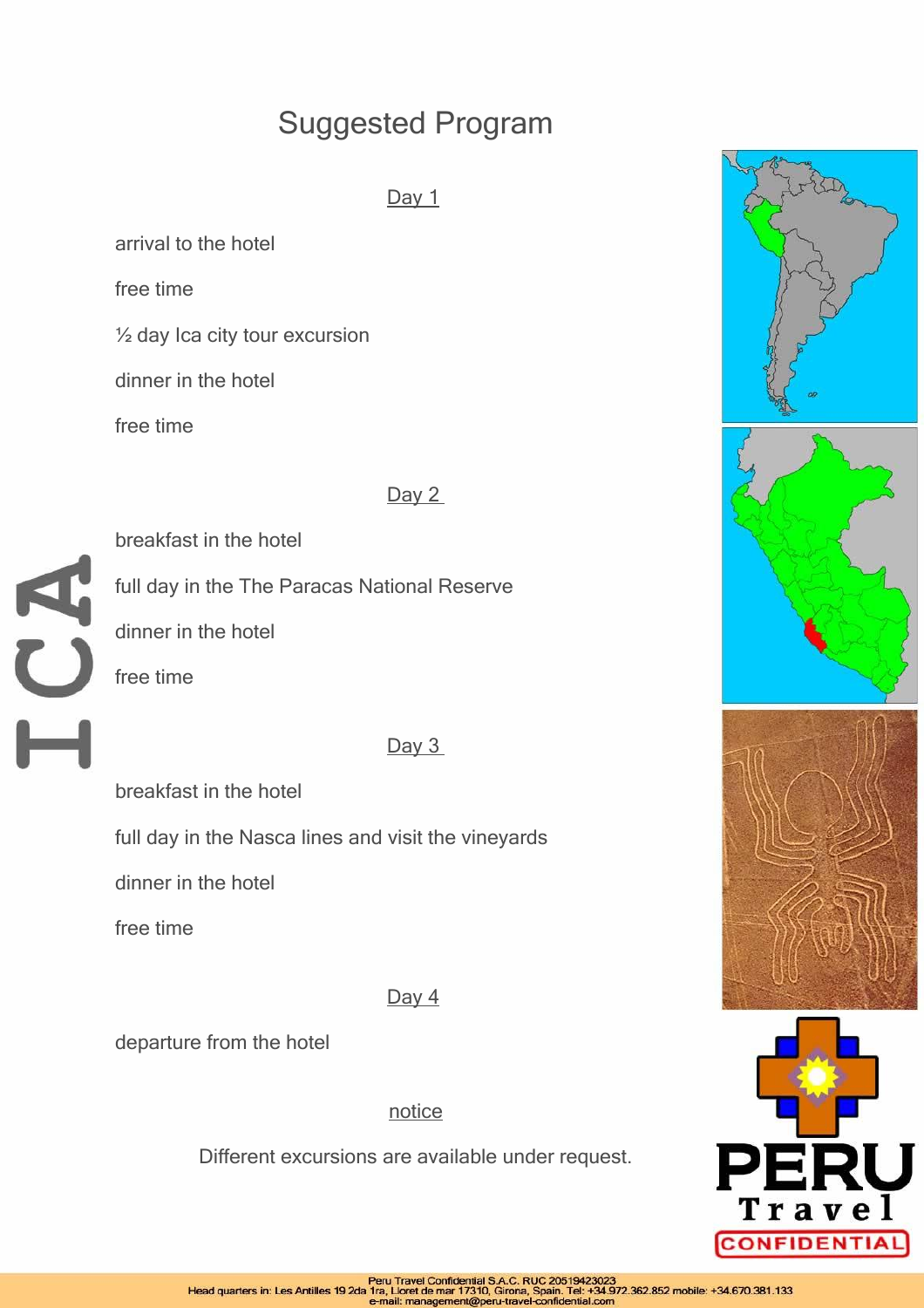# Suggested Program

ICA

## Day 1

arrival to the hotel

free time

½ day Ica city tour excursion

dinner in the hotel

free time

## Day 2

breakfast in the hotel

full day in the The Paracas National Reserve

dinner in the hotel

free time

## Day 3

breakfast in the hotel

full day in the Nasca lines and visit the vineyards

dinner in the hotel

free time

## Day 4

departure from the hotel

## notice

Different excursions are available under request.

PERU Travel CONFIDENTIAL

Peru Travel Confidential S.A.C. RUC 20519423023
Head quarters in: Les Antilles 19 2da 1ra, Lloret de mar 17310, Girona, Spain. Tel: +34.972.362.852 mobile: +34.670.381.133
e-mail: management@peru-travel-confidential.com